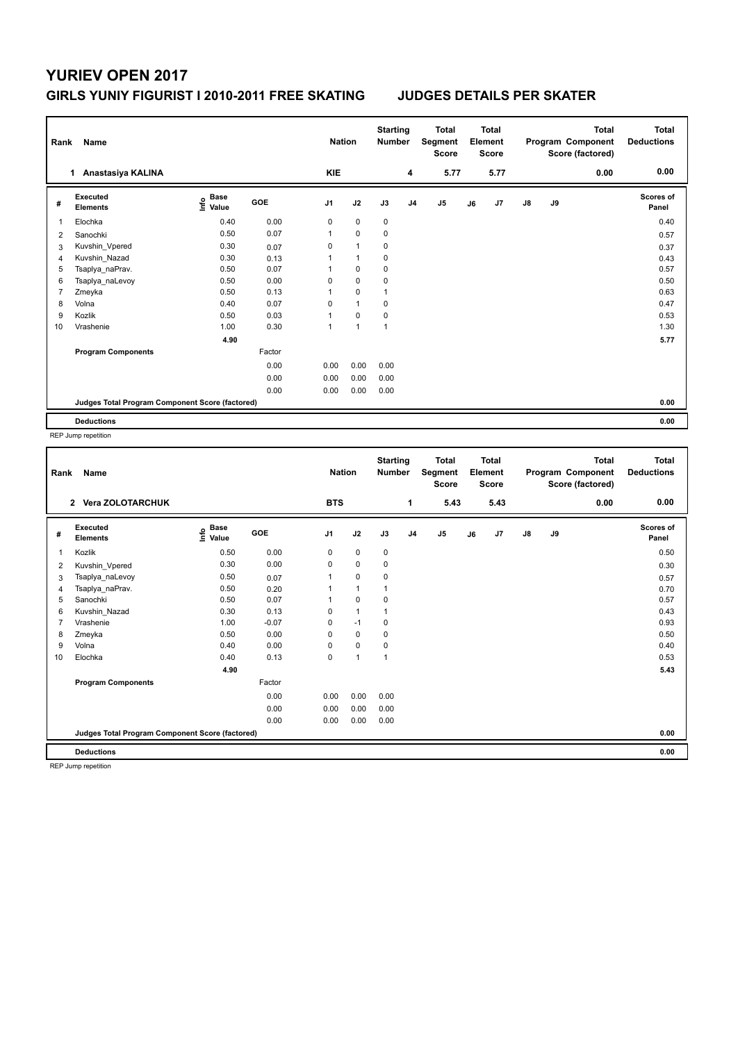# YURIEV OPEN 2017

## GIRLS YUNIY FIGURIST I 2010-2011 FREE SKATING JUDGES DETAILS PER SKATER

| Rank | Name | Nation | Starting Number | Total Segment Score | Total Element Score | Total Program Component Score (factored) | Total Deductions |
|---|---|---|---|---|---|---|---|
| 1 | Anastasiya KALINA | KIE | 4 | 5.77 | 5.77 | 0.00 | 0.00 |

| # | Executed Elements | Info | Base Value | GOE | J1 | J2 | J3 | J4 | J5 | J6 | J7 | J8 | J9 | Scores of Panel |
|---|---|---|---|---|---|---|---|---|---|---|---|---|---|---|
| 1 | Elochka | | 0.40 | 0.00 | 0 | 0 | 0 | | | | | | | 0.40 |
| 2 | Sanochki | | 0.50 | 0.07 | 1 | 0 | 0 | | | | | | | 0.57 |
| 3 | Kuvshin_Vpered | | 0.30 | 0.07 | 0 | 1 | 0 | | | | | | | 0.37 |
| 4 | Kuvshin_Nazad | | 0.30 | 0.13 | 1 | 1 | 0 | | | | | | | 0.43 |
| 5 | Tsaplya_naPrav. | | 0.50 | 0.07 | 1 | 0 | 0 | | | | | | | 0.57 |
| 6 | Tsaplya_naLevoy | | 0.50 | 0.00 | 0 | 0 | 0 | | | | | | | 0.50 |
| 7 | Zmeyka | | 0.50 | 0.13 | 1 | 0 | 1 | | | | | | | 0.63 |
| 8 | Volna | | 0.40 | 0.07 | 0 | 1 | 0 | | | | | | | 0.47 |
| 9 | Kozlik | | 0.50 | 0.03 | 1 | 0 | 0 | | | | | | | 0.53 |
| 10 | Vrashenie | | 1.00 | 0.30 | 1 | 1 | 1 | | | | | | | 1.30 |
| | | | 4.90 | | | | | | | | | | | 5.77 |
| | **Program Components** | | | Factor | | | | | | | | | | |
| | | | | 0.00 | 0.00 | 0.00 | 0.00 | | | | | | | |
| | | | | 0.00 | 0.00 | 0.00 | 0.00 | | | | | | | |
| | | | | 0.00 | 0.00 | 0.00 | 0.00 | | | | | | | |
| | **Judges Total Program Component Score (factored)** | | | | | | | | | | | | | 0.00 |
| | **Deductions** | | | | | | | | | | | | | 0.00 |

REP Jump repetition

| Rank | Name | Nation | Starting Number | Total Segment Score | Total Element Score | Total Program Component Score (factored) | Total Deductions |
|---|---|---|---|---|---|---|---|
| 2 | Vera ZOLOTARCHUK | BTS | 1 | 5.43 | 5.43 | 0.00 | 0.00 |

| # | Executed Elements | Info | Base Value | GOE | J1 | J2 | J3 | J4 | J5 | J6 | J7 | J8 | J9 | Scores of Panel |
|---|---|---|---|---|---|---|---|---|---|---|---|---|---|---|
| 1 | Kozlik | | 0.50 | 0.00 | 0 | 0 | 0 | | | | | | | 0.50 |
| 2 | Kuvshin_Vpered | | 0.30 | 0.00 | 0 | 0 | 0 | | | | | | | 0.30 |
| 3 | Tsaplya_naLevoy | | 0.50 | 0.07 | 1 | 0 | 0 | | | | | | | 0.57 |
| 4 | Tsaplya_naPrav. | | 0.50 | 0.20 | 1 | 1 | 1 | | | | | | | 0.70 |
| 5 | Sanochki | | 0.50 | 0.07 | 1 | 0 | 0 | | | | | | | 0.57 |
| 6 | Kuvshin_Nazad | | 0.30 | 0.13 | 0 | 1 | 1 | | | | | | | 0.43 |
| 7 | Vrashenie | | 1.00 | -0.07 | 0 | -1 | 0 | | | | | | | 0.93 |
| 8 | Zmeyka | | 0.50 | 0.00 | 0 | 0 | 0 | | | | | | | 0.50 |
| 9 | Volna | | 0.40 | 0.00 | 0 | 0 | 0 | | | | | | | 0.40 |
| 10 | Elochka | | 0.40 | 0.13 | 0 | 1 | 1 | | | | | | | 0.53 |
| | | | 4.90 | | | | | | | | | | | 5.43 |
| | **Program Components** | | | Factor | | | | | | | | | | |
| | | | | 0.00 | 0.00 | 0.00 | 0.00 | | | | | | | |
| | | | | 0.00 | 0.00 | 0.00 | 0.00 | | | | | | | |
| | | | | 0.00 | 0.00 | 0.00 | 0.00 | | | | | | | |
| | **Judges Total Program Component Score (factored)** | | | | | | | | | | | | | 0.00 |
| | **Deductions** | | | | | | | | | | | | | 0.00 |

REP Jump repetition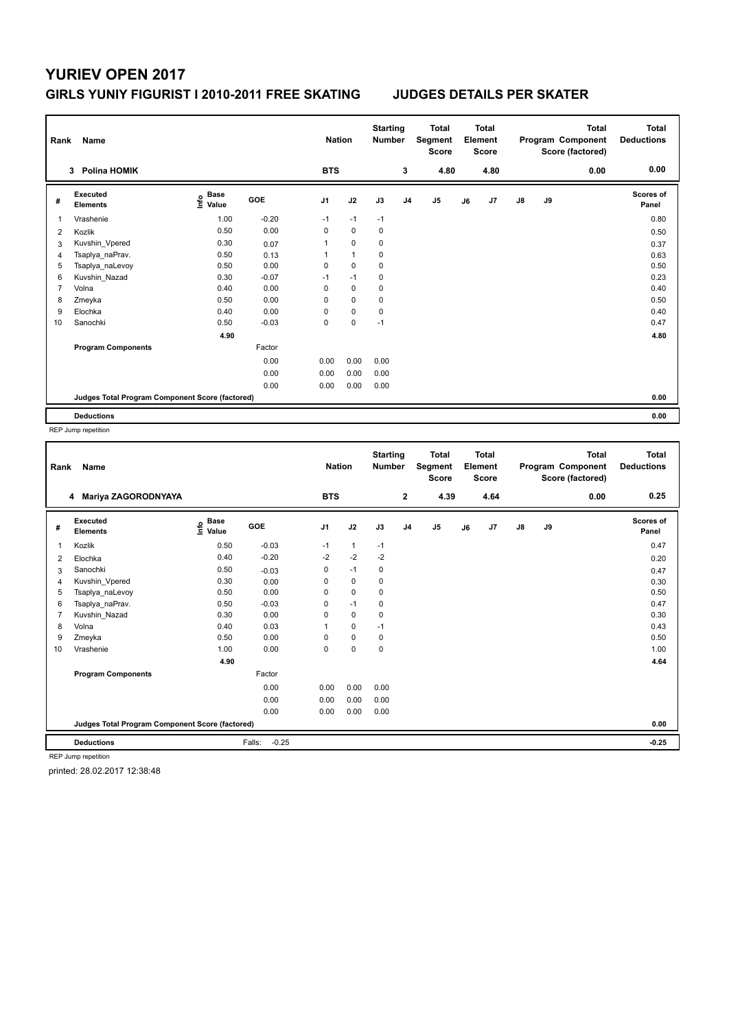# YURIEV OPEN 2017

## GIRLS YUNIY FIGURIST I 2010-2011 FREE SKATING JUDGES DETAILS PER SKATER

| Rank | Name | Nation | Starting Number | Total Segment Score | Total Element Score | Total Program Component Score (factored) | Total Deductions |
|---|---|---|---|---|---|---|---|
| 3 | Polina HOMIK | BTS | 3 | 4.80 | 4.80 | 0.00 | 0.00 |

| # | Executed Elements | Info | Base Value | GOE | J1 | J2 | J3 | J4 | J5 | J6 | J7 | J8 | J9 | Scores of Panel |
|---|---|---|---|---|---|---|---|---|---|---|---|---|---|---|
| 1 | Vrashenie | | 1.00 | -0.20 | -1 | -1 | -1 | | | | | | | 0.80 |
| 2 | Kozlik | | 0.50 | 0.00 | 0 | 0 | 0 | | | | | | | 0.50 |
| 3 | Kuvshin_Vpered | | 0.30 | 0.07 | 1 | 0 | 0 | | | | | | | 0.37 |
| 4 | Tsaplya_naPrav. | | 0.50 | 0.13 | 1 | 1 | 0 | | | | | | | 0.63 |
| 5 | Tsaplya_naLevoy | | 0.50 | 0.00 | 0 | 0 | 0 | | | | | | | 0.50 |
| 6 | Kuvshin_Nazad | | 0.30 | -0.07 | -1 | -1 | 0 | | | | | | | 0.23 |
| 7 | Volna | | 0.40 | 0.00 | 0 | 0 | 0 | | | | | | | 0.40 |
| 8 | Zmeyka | | 0.50 | 0.00 | 0 | 0 | 0 | | | | | | | 0.50 |
| 9 | Elochka | | 0.40 | 0.00 | 0 | 0 | 0 | | | | | | | 0.40 |
| 10 | Sanochki | | 0.50 | -0.03 | 0 | 0 | -1 | | | | | | | 0.47 |
| | | | 4.90 | | | | | | | | | | | 4.80 |
| | Program Components | | | Factor | | | | | | | | | | |
| | | | | 0.00 | 0.00 | 0.00 | 0.00 | | | | | | | |
| | | | | 0.00 | 0.00 | 0.00 | 0.00 | | | | | | | |
| | | | | 0.00 | 0.00 | 0.00 | 0.00 | | | | | | | |
| | Judges Total Program Component Score (factored) | | | | | | | | | | | | | 0.00 |
| | Deductions | | | | | | | | | | | | | 0.00 |

REP Jump repetition

| Rank | Name | Nation | Starting Number | Total Segment Score | Total Element Score | Total Program Component Score (factored) | Total Deductions |
|---|---|---|---|---|---|---|---|
| 4 | Mariya ZAGORODNYAYA | BTS | 2 | 4.39 | 4.64 | 0.00 | 0.25 |

| # | Executed Elements | Info | Base Value | GOE | J1 | J2 | J3 | J4 | J5 | J6 | J7 | J8 | J9 | Scores of Panel |
|---|---|---|---|---|---|---|---|---|---|---|---|---|---|---|
| 1 | Kozlik | | 0.50 | -0.03 | -1 | 1 | -1 | | | | | | | 0.47 |
| 2 | Elochka | | 0.40 | -0.20 | -2 | -2 | -2 | | | | | | | 0.20 |
| 3 | Sanochki | | 0.50 | -0.03 | 0 | -1 | 0 | | | | | | | 0.47 |
| 4 | Kuvshin_Vpered | | 0.30 | 0.00 | 0 | 0 | 0 | | | | | | | 0.30 |
| 5 | Tsaplya_naLevoy | | 0.50 | 0.00 | 0 | 0 | 0 | | | | | | | 0.50 |
| 6 | Tsaplya_naPrav. | | 0.50 | -0.03 | 0 | -1 | 0 | | | | | | | 0.47 |
| 7 | Kuvshin_Nazad | | 0.30 | 0.00 | 0 | 0 | 0 | | | | | | | 0.30 |
| 8 | Volna | | 0.40 | 0.03 | 1 | 0 | -1 | | | | | | | 0.43 |
| 9 | Zmeyka | | 0.50 | 0.00 | 0 | 0 | 0 | | | | | | | 0.50 |
| 10 | Vrashenie | | 1.00 | 0.00 | 0 | 0 | 0 | | | | | | | 1.00 |
| | | | 4.90 | | | | | | | | | | | 4.64 |
| | Program Components | | | Factor | | | | | | | | | | |
| | | | | 0.00 | 0.00 | 0.00 | 0.00 | | | | | | | |
| | | | | 0.00 | 0.00 | 0.00 | 0.00 | | | | | | | |
| | | | | 0.00 | 0.00 | 0.00 | 0.00 | | | | | | | |
| | Judges Total Program Component Score (factored) | | | | | | | | | | | | | 0.00 |
| | Deductions | | | Falls: -0.25 | | | | | | | | | | -0.25 |

REP Jump repetition

printed: 28.02.2017 12:38:48